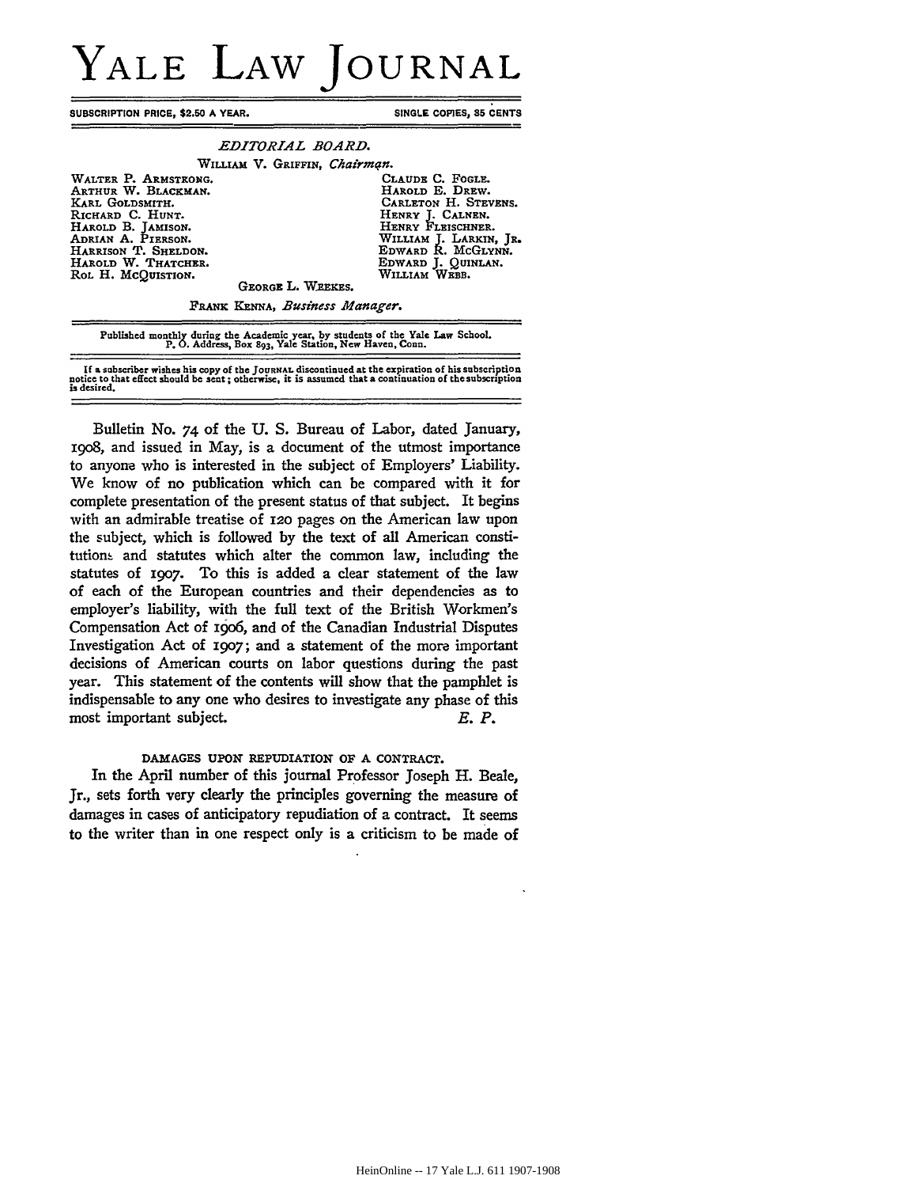# YALE LAW JOURNAL

SUBSCRIPTION PRICE, $2.50 A YEAR. SINGLE COPIES, 35 CENTS

*EDITORIAL BOARD.*

WILLIAM V. GRIFFIN, *Chairman.*

WALTER P. ARMSTRONG.
ARTHUR W. BLACKMAN.
KARL GOLDSMITH.
RICHARD C. HUNT.
HAROLD B. JAMISON.
ADRIAN A. PIERSON.
HARRISON T. SHELDON.
HAROLD W. THATCHER.
ROL H. MCQUISTION.
CLAUDE C. FOGLE.
HAROLD E. DREW.
CARLETON H. STEVENS.
HENRY J. CALNEN.
HENRY FLEISCHNER.
WILLIAM J. LARKIN, JR.
EDWARD R. MCGLYNN.
EDWARD J. QUINLAN.
WILLIAM WEBB.
GEORGE L. WEEKES.

FRANK KENNA, *Business Manager.*

Published monthly during the Academic year, by students of the Yale Law School.
P. O. Address, Box 893, Yale Station, New Haven, Conn.

If a subscriber wishes his copy of the JOURNAL discontinued at the expiration of his subscription notice to that effect should be sent; otherwise, it is assumed that a continuation of the subscription is desired.

---

Bulletin No. 74 of the U. S. Bureau of Labor, dated January, 1908, and issued in May, is a document of the utmost importance to anyone who is interested in the subject of Employers' Liability. We know of no publication which can be compared with it for complete presentation of the present status of that subject. It begins with an admirable treatise of 120 pages on the American law upon the subject, which is followed by the text of all American constitutions and statutes which alter the common law, including the statutes of 1907. To this is added a clear statement of the law of each of the European countries and their dependencies as to employer's liability, with the full text of the British Workmen's Compensation Act of 1906, and of the Canadian Industrial Disputes Investigation Act of 1907; and a statement of the more important decisions of American courts on labor questions during the past year. This statement of the contents will show that the pamphlet is indispensable to any one who desires to investigate any phase of this most important subject. *E. P.*

### DAMAGES UPON REPUDIATION OF A CONTRACT.

In the April number of this journal Professor Joseph H. Beale, Jr., sets forth very clearly the principles governing the measure of damages in cases of anticipatory repudiation of a contract. It seems to the writer than in one respect only is a criticism to be made of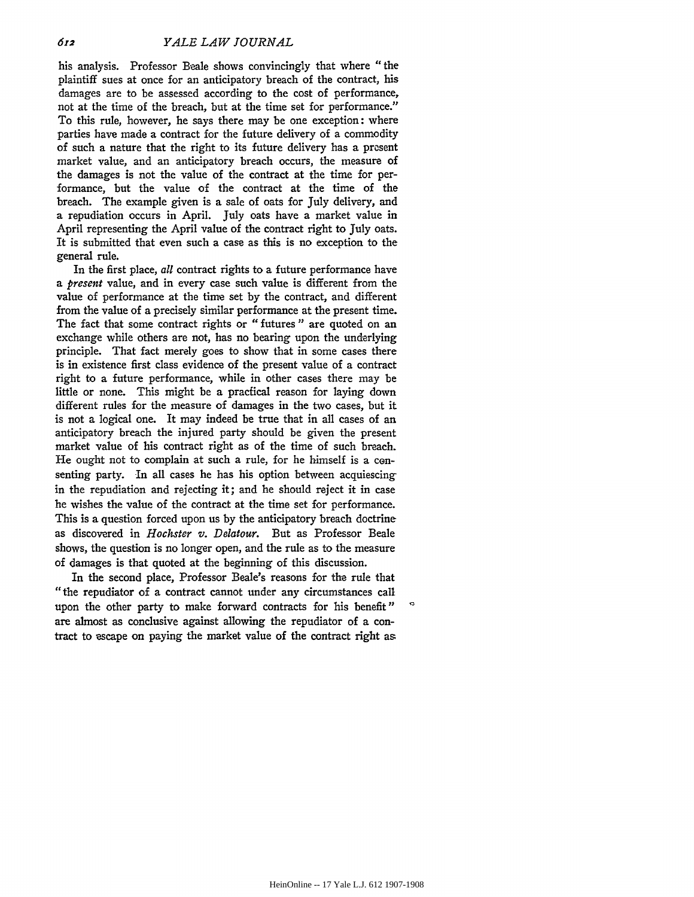his analysis. Professor Beale shows convincingly that where "the plaintiff sues at once for an anticipatory breach of the contract, his damages are to be assessed according to the cost of performance, not at the time of the breach, but at the time set for performance." To this rule, however, he says there may be one exception: where parties have made a contract for the future delivery of a commodity of such a nature that the right to its future delivery has a present market value, and an anticipatory breach occurs, the measure of the damages is not the value of the contract at the time for performance, but the value of the contract at the time of the breach. The example given is a sale of oats for July delivery, and a repudiation occurs in April. July oats have a market value in April representing the April value of the contract right to July oats. It is submitted that even such a case as this is no exception to the general rule.

In the first place, *all* contract rights to a future performance have a *present* value, and in every case such value is different from the value of performance at the time set by the contract, and different from the value of a precisely similar performance at the present time. The fact that some contract rights or "futures" are quoted on an exchange while others are not, has no bearing upon the underlying principle. That fact merely goes to show that in some cases there is in existence first class evidence of the present value of a contract right to a future performance, while in other cases there may be little or none. This might be a practical reason for laying down different rules for the measure of damages in the two cases, but it is not a logical one. It may indeed be true that in all cases of an anticipatory breach the injured party should be given the present market value of his contract right as of the time of such breach. He ought not to complain at such a rule, for he himself is a consenting party. In all cases he has his option between acquiescing in the repudiation and rejecting it; and he should reject it in case he wishes the value of the contract at the time set for performance. This is a question forced upon us by the anticipatory breach doctrine as discovered in *Hochster v. Delatour*. But as Professor Beale shows, the question is no longer open, and the rule as to the measure of damages is that quoted at the beginning of this discussion.

In the second place, Professor Beale's reasons for the rule that "the repudiator of a contract cannot under any circumstances call upon the other party to make forward contracts for his benefit" are almost as conclusive against allowing the repudiator of a contract to escape on paying the market value of the contract right as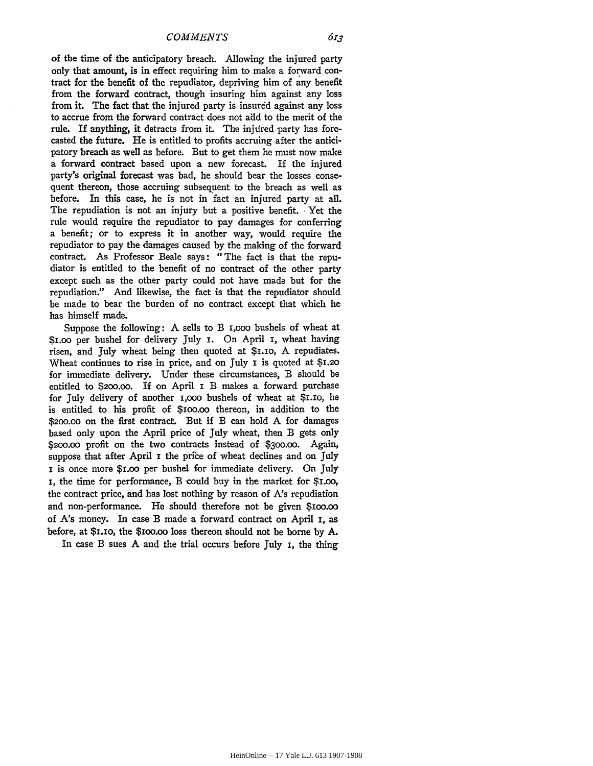of the time of the anticipatory breach. Allowing the injured party only that amount, is in effect requiring him to make a forward contract for the benefit of the repudiator, depriving him of any benefit from the forward contract, though insuring him against any loss from it. The fact that the injured party is insured against any loss to accrue from the forward contract does not add to the merit of the rule. If anything, it detracts from it. The injured party has forecasted the future. He is entitled to profits accruing after the anticipatory breach as well as before. But to get them he must now make a forward contract based upon a new forecast. If the injured party's original forecast was bad, he should bear the losses consequent thereon, those accruing subsequent to the breach as well as before. In this case, he is not in fact an injured party at all. The repudiation is not an injury but a positive benefit. Yet the rule would require the repudiator to pay damages for conferring a benefit; or to express it in another way, would require the repudiator to pay the damages caused by the making of the forward contract. As Professor Beale says: "The fact is that the repudiator is entitled to the benefit of no contract of the other party except such as the other party could not have made but for the repudiation." And likewise, the fact is that the repudiator should be made to bear the burden of no contract except that which he has himself made.

Suppose the following: A sells to B 1,000 bushels of wheat at $1.00 per bushel for delivery July 1. On April 1, wheat having risen, and July wheat being then quoted at $1.10, A repudiates. Wheat continues to rise in price, and on July 1 is quoted at $1.20 for immediate delivery. Under these circumstances, B should be entitled to $200.00. If on April 1 B makes a forward purchase for July delivery of another 1,000 bushels of wheat at $1.10, he is entitled to his profit of $100.00 thereon, in addition to the $200.00 on the first contract. But if B can hold A for damages based only upon the April price of July wheat, then B gets only $200.00 profit on the two contracts instead of $300.00. Again, suppose that after April 1 the price of wheat declines and on July 1 is once more $1.00 per bushel for immediate delivery. On July 1, the time for performance, B could buy in the market for $1.00, the contract price, and has lost nothing by reason of A's repudiation and non-performance. He should therefore not be given $100.00 of A's money. In case B made a forward contract on April 1, as before, at $1.10, the $100.00 loss thereon should not be borne by A.

In case B sues A and the trial occurs before July 1, the thing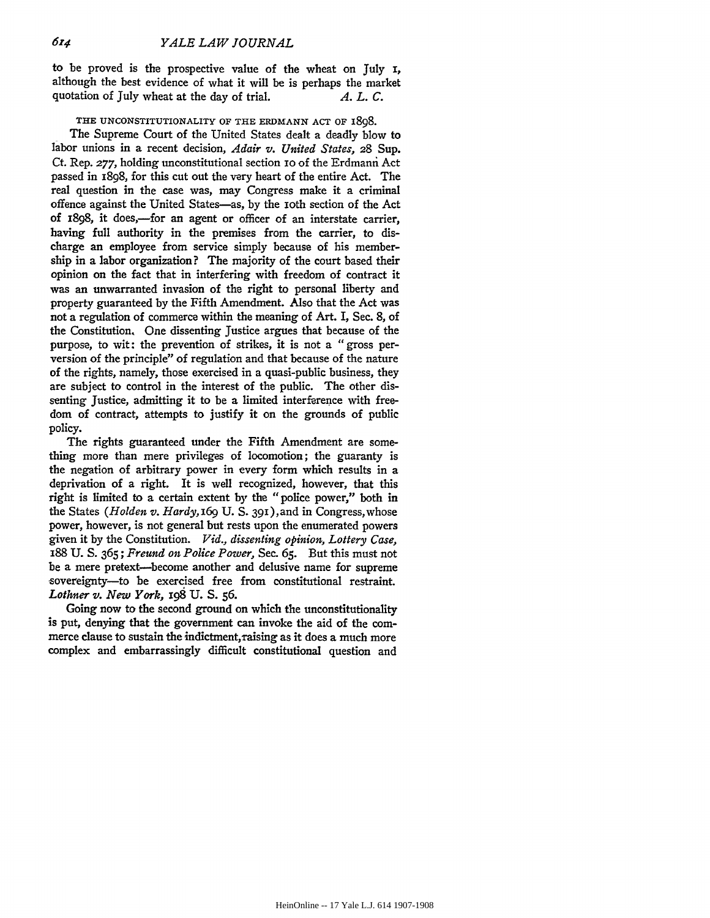to be proved is the prospective value of the wheat on July 1, although the best evidence of what it will be is perhaps the market quotation of July wheat at the day of trial. *A. L. C.*

### THE UNCONSTITUTIONALITY OF THE ERDMANN ACT OF 1898.

The Supreme Court of the United States dealt a deadly blow to labor unions in a recent decision, *Adair v. United States*, 28 Sup. Ct. Rep. 277, holding unconstitutional section 10 of the Erdmann Act passed in 1898, for this cut out the very heart of the entire Act. The real question in the case was, may Congress make it a criminal offence against the United States—as, by the 10th section of the Act of 1898, it does,—for an agent or officer of an interstate carrier, having full authority in the premises from the carrier, to discharge an employee from service simply because of his membership in a labor organization? The majority of the court based their opinion on the fact that in interfering with freedom of contract it was an unwarranted invasion of the right to personal liberty and property guaranteed by the Fifth Amendment. Also that the Act was not a regulation of commerce within the meaning of Art. I, Sec. 8, of the Constitution. One dissenting Justice argues that because of the purpose, to wit: the prevention of strikes, it is not a "gross perversion of the principle" of regulation and that because of the nature of the rights, namely, those exercised in a quasi-public business, they are subject to control in the interest of the public. The other dissenting Justice, admitting it to be a limited interference with freedom of contract, attempts to justify it on the grounds of public policy.

The rights guaranteed under the Fifth Amendment are something more than mere privileges of locomotion; the guaranty is the negation of arbitrary power in every form which results in a deprivation of a right. It is well recognized, however, that this right is limited to a certain extent by the "police power," both in the States (*Holden v. Hardy*, 169 U. S. 391), and in Congress, whose power, however, is not general but rests upon the enumerated powers given it by the Constitution. *Vid., dissenting opinion, Lottery Case*, 188 U. S. 365; *Freund on Police Power*, Sec. 65. But this must not be a mere pretext—become another and delusive name for supreme sovereignty—to be exercised free from constitutional restraint. *Lothner v. New York*, 198 U. S. 56.

Going now to the second ground on which the unconstitutionality is put, denying that the government can invoke the aid of the commerce clause to sustain the indictment, raising as it does a much more complex and embarrassingly difficult constitutional question and